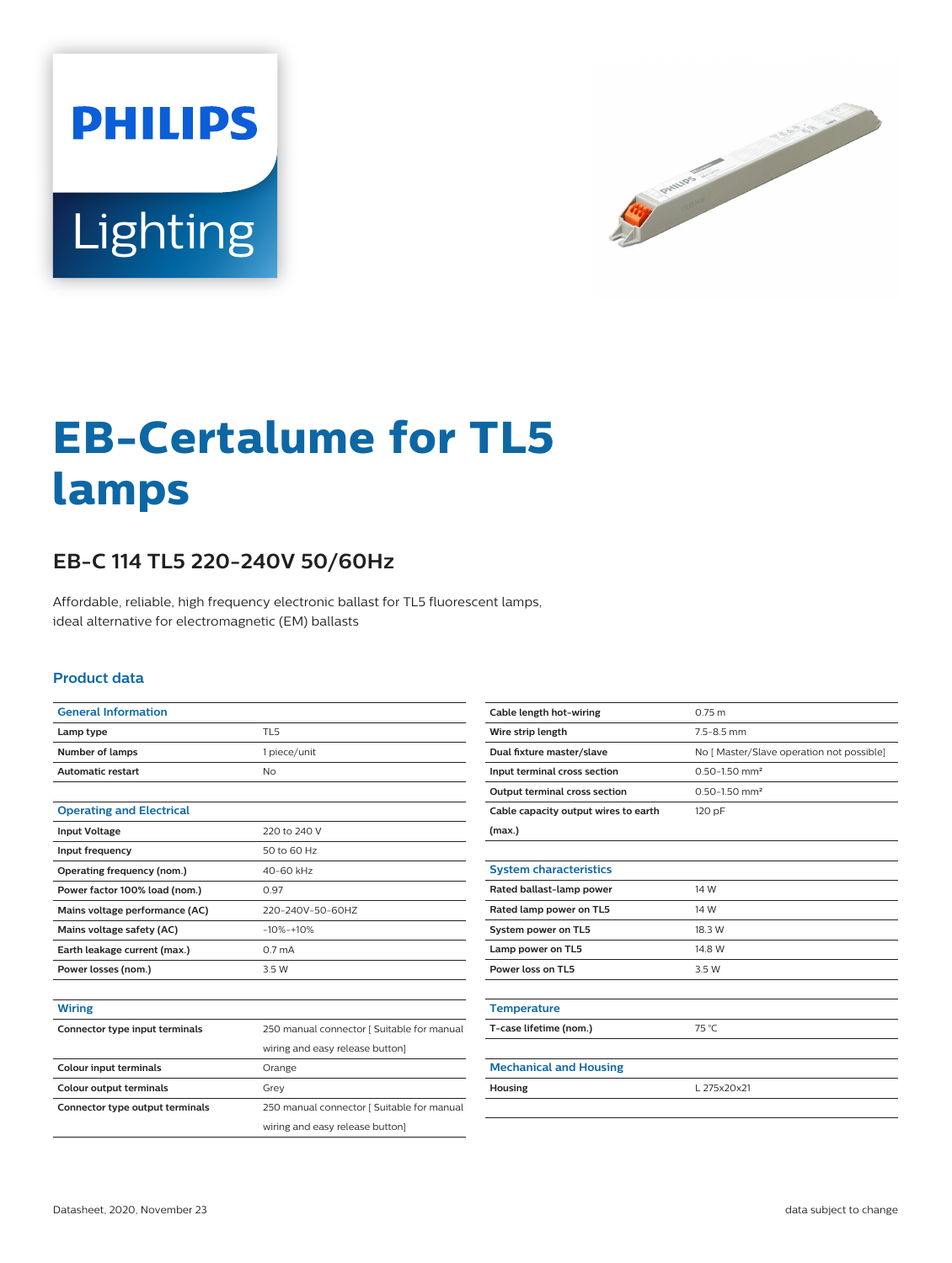PHILIPS

Lighting

# EB-Certalume for TL5 lamps

## EB-C 114 TL5 220-240V 50/60Hz

Affordable, reliable, high frequency electronic ballast for TL5 fluorescent lamps, ideal alternative for electromagnetic (EM) ballasts

### Product data

| General Information | |
|---|---|
| Lamp type | TL5 |
| Number of lamps | 1 piece/unit |
| Automatic restart | No |

| Operating and Electrical | |
|---|---|
| Input Voltage | 220 to 240 V |
| Input frequency | 50 to 60 Hz |
| Operating frequency (nom.) | 40-60 kHz |
| Power factor 100% load (nom.) | 0.97 |
| Mains voltage performance (AC) | 220-240V-50-60HZ |
| Mains voltage safety (AC) | -10%-+10% |
| Earth leakage current (max.) | 0.7 mA |
| Power losses (nom.) | 3.5 W |

| Wiring | |
|---|---|
| Connector type input terminals | 250 manual connector [ Suitable for manual wiring and easy release button] |
| Colour input terminals | Orange |
| Colour output terminals | Grey |
| Connector type output terminals | 250 manual connector [ Suitable for manual wiring and easy release button] |
| Cable length hot-wiring | 0.75 m |
| Wire strip length | 7.5-8.5 mm |
| Dual fixture master/slave | No [ Master/Slave operation not possible] |
| Input terminal cross section | 0.50-1.50 mm² |
| Output terminal cross section | 0.50-1.50 mm² |
| Cable capacity output wires to earth (max.) | 120 pF |

| System characteristics | |
|---|---|
| Rated ballast-lamp power | 14 W |
| Rated lamp power on TL5 | 14 W |
| System power on TL5 | 18.3 W |
| Lamp power on TL5 | 14.8 W |
| Power loss on TL5 | 3.5 W |

| Temperature | |
|---|---|
| T-case lifetime (nom.) | 75 °C |

| Mechanical and Housing | |
|---|---|
| Housing | L 275x20x21 |

Datasheet, 2020, November 23

data subject to change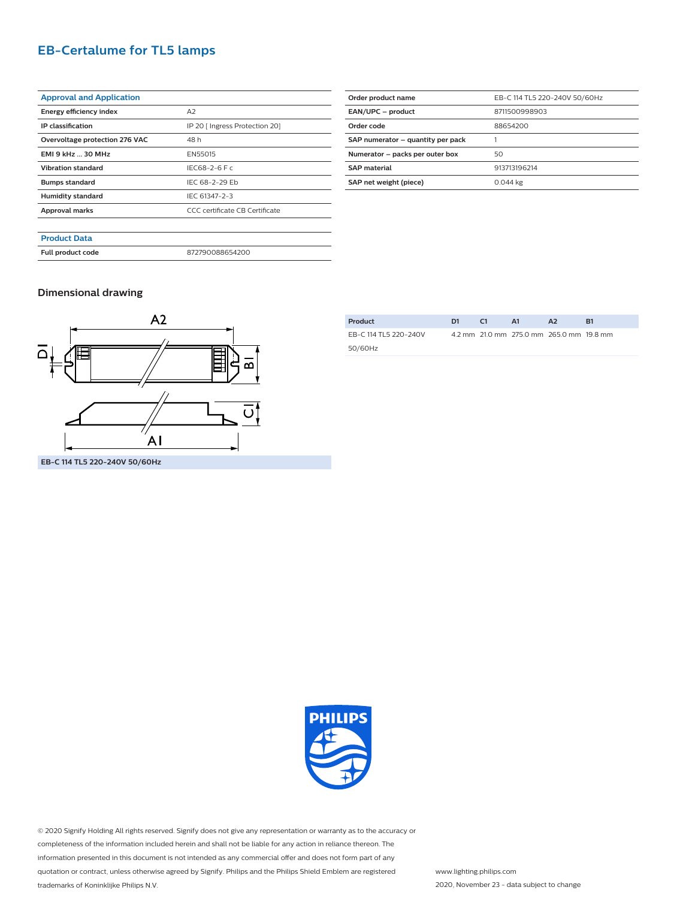# EB-Certalume for TL5 lamps

| Approval and Application | |
|---|---|
| Energy efficiency index | A2 |
| IP classification | IP 20 [ Ingress Protection 20] |
| Overvoltage protection 276 VAC | 48 h |
| EMI 9 kHz ... 30 MHz | EN55015 |
| Vibration standard | IEC68-2-6 F c |
| Bumps standard | IEC 68-2-29 Eb |
| Humidity standard | IEC 61347-2-3 |
| Approval marks | CCC certificate CB Certificate |

| Product Data | |
|---|---|
| Full product code | 872790088654200 |

| | |
|---|---|
| Order product name | EB-C 114 TL5 220-240V 50/60Hz |
| EAN/UPC – product | 8711500998903 |
| Order code | 88654200 |
| SAP numerator – quantity per pack | 1 |
| Numerator – packs per outer box | 50 |
| SAP material | 913713196214 |
| SAP net weight (piece) | 0.044 kg |

## Dimensional drawing

A2

D1

B1

C1

A1

EB-C 114 TL5 220-240V 50/60Hz

| Product | D1 | C1 | A1 | A2 | B1 |
|---|---|---|---|---|---|
| EB-C 114 TL5 220-240V 50/60Hz | 4.2 mm | 21.0 mm | 275.0 mm | 265.0 mm | 19.8 mm |

© 2020 Signify Holding All rights reserved. Signify does not give any representation or warranty as to the accuracy or completeness of the information included herein and shall not be liable for any action in reliance thereon. The information presented in this document is not intended as any commercial offer and does not form part of any quotation or contract, unless otherwise agreed by Signify. Philips and the Philips Shield Emblem are registered trademarks of Koninklijke Philips N.V.

www.lighting.philips.com

2020, November 23 - data subject to change